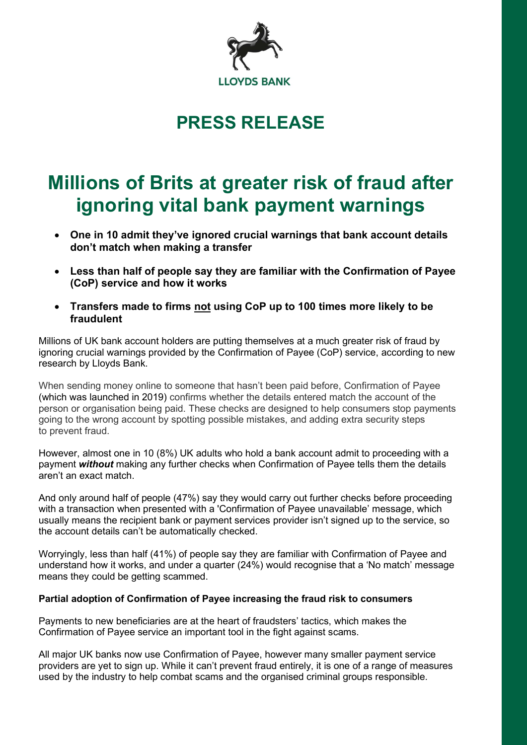LLOYDS BANK

# PRESS RELEASE

# Millions of Brits at greater risk of fraud after ignoring vital bank payment warnings

- **One in 10 admit they've ignored crucial warnings that bank account details don't match when making a transfer**
- **Less than half of people say they are familiar with the Confirmation of Payee (CoP) service and how it works**
- **Transfers made to firms not using CoP up to 100 times more likely to be fraudulent**

Millions of UK bank account holders are putting themselves at a much greater risk of fraud by ignoring crucial warnings provided by the Confirmation of Payee (CoP) service, according to new research by Lloyds Bank.

When sending money online to someone that hasn't been paid before, Confirmation of Payee (which was launched in 2019) confirms whether the details entered match the account of the person or organisation being paid. These checks are designed to help consumers stop payments going to the wrong account by spotting possible mistakes, and adding extra security steps to prevent fraud.

However, almost one in 10 (8%) UK adults who hold a bank account admit to proceeding with a payment ***without*** making any further checks when Confirmation of Payee tells them the details aren't an exact match.

And only around half of people (47%) say they would carry out further checks before proceeding with a transaction when presented with a 'Confirmation of Payee unavailable' message, which usually means the recipient bank or payment services provider isn't signed up to the service, so the account details can't be automatically checked.

Worryingly, less than half (41%) of people say they are familiar with Confirmation of Payee and understand how it works, and under a quarter (24%) would recognise that a 'No match' message means they could be getting scammed.

**Partial adoption of Confirmation of Payee increasing the fraud risk to consumers**

Payments to new beneficiaries are at the heart of fraudsters' tactics, which makes the Confirmation of Payee service an important tool in the fight against scams.

All major UK banks now use Confirmation of Payee, however many smaller payment service providers are yet to sign up. While it can't prevent fraud entirely, it is one of a range of measures used by the industry to help combat scams and the organised criminal groups responsible.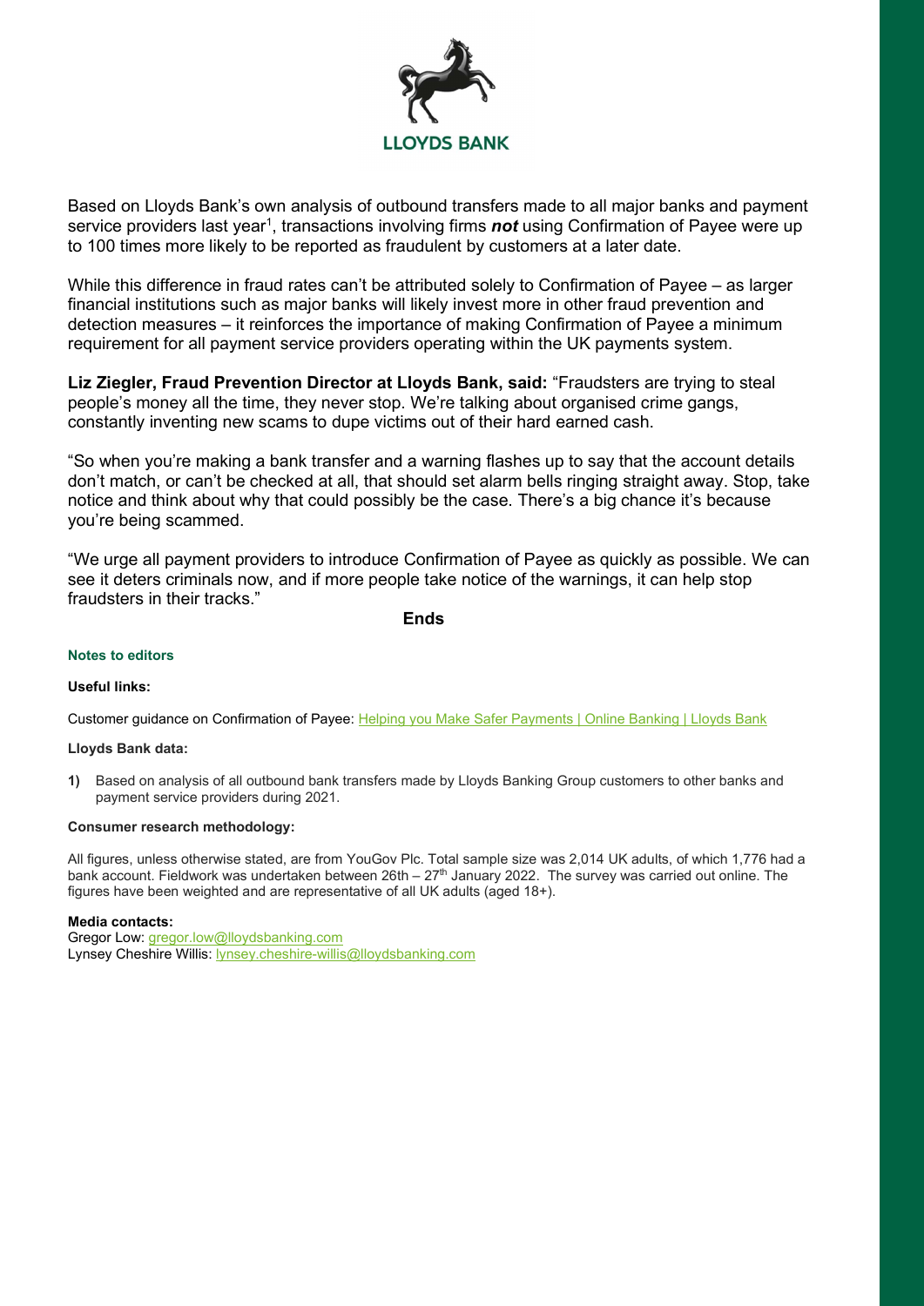LLOYDS BANK

Based on Lloyds Bank's own analysis of outbound transfers made to all major banks and payment service providers last year[1], transactions involving firms ***not*** using Confirmation of Payee were up to 100 times more likely to be reported as fraudulent by customers at a later date.

While this difference in fraud rates can't be attributed solely to Confirmation of Payee – as larger financial institutions such as major banks will likely invest more in other fraud prevention and detection measures – it reinforces the importance of making Confirmation of Payee a minimum requirement for all payment service providers operating within the UK payments system.

**Liz Ziegler, Fraud Prevention Director at Lloyds Bank, said:** "Fraudsters are trying to steal people's money all the time, they never stop. We're talking about organised crime gangs, constantly inventing new scams to dupe victims out of their hard earned cash.

"So when you're making a bank transfer and a warning flashes up to say that the account details don't match, or can't be checked at all, that should set alarm bells ringing straight away. Stop, take notice and think about why that could possibly be the case. There's a big chance it's because you're being scammed.

"We urge all payment providers to introduce Confirmation of Payee as quickly as possible. We can see it deters criminals now, and if more people take notice of the warnings, it can help stop fraudsters in their tracks."

**Ends**

### Notes to editors

**Useful links:**

Customer guidance on Confirmation of Payee: Helping you Make Safer Payments | Online Banking | Lloyds Bank

**Lloyds Bank data:**

1) Based on analysis of all outbound bank transfers made by Lloyds Banking Group customers to other banks and payment service providers during 2021.

**Consumer research methodology:**

All figures, unless otherwise stated, are from YouGov Plc. Total sample size was 2,014 UK adults, of which 1,776 had a bank account. Fieldwork was undertaken between 26th – 27th January 2022. The survey was carried out online. The figures have been weighted and are representative of all UK adults (aged 18+).

**Media contacts:**
Gregor Low: gregor.low@lloydsbanking.com
Lynsey Cheshire Willis: lynsey.cheshire-willis@lloydsbanking.com